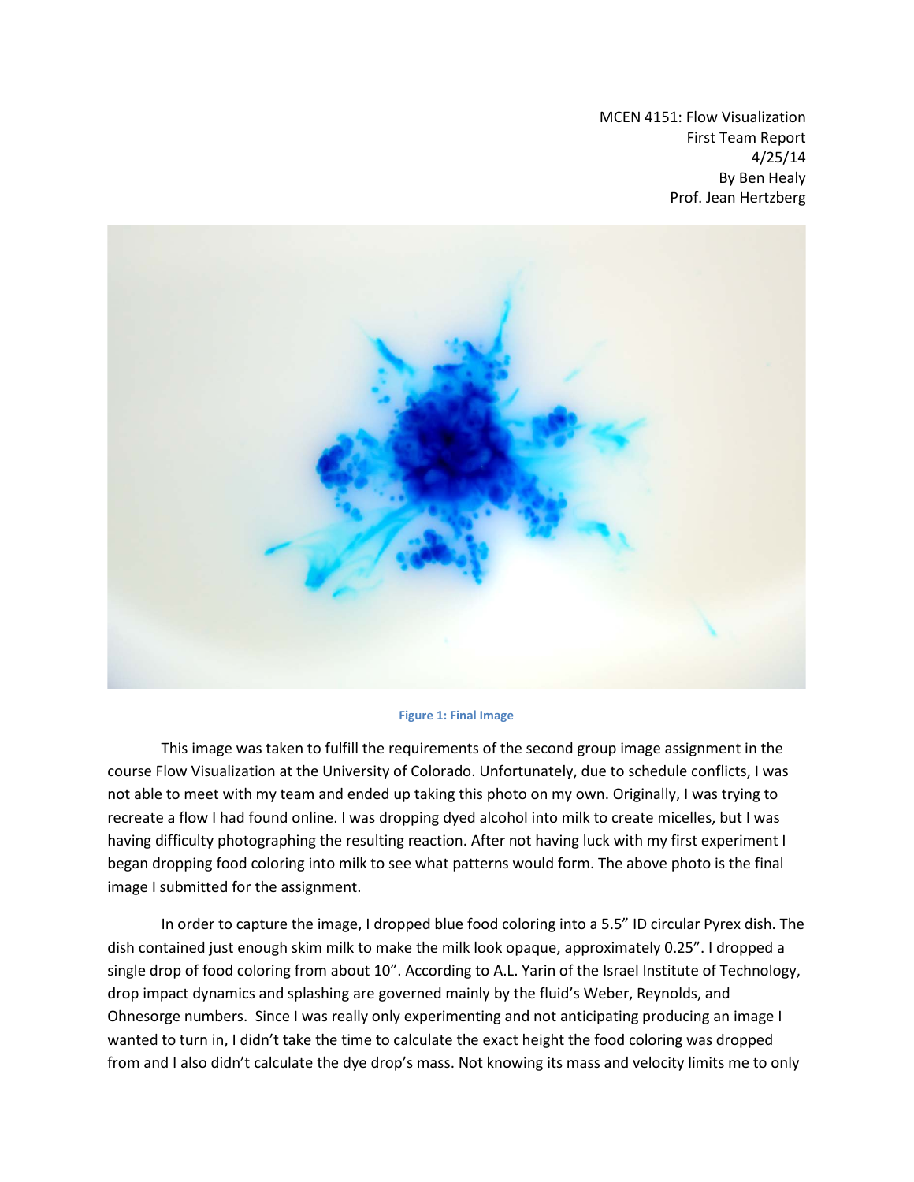MCEN 4151: Flow Visualization
First Team Report
4/25/14
By Ben Healy
Prof. Jean Hertzberg

Figure 1: Final Image

This image was taken to fulfill the requirements of the second group image assignment in the course Flow Visualization at the University of Colorado. Unfortunately, due to schedule conflicts, I was not able to meet with my team and ended up taking this photo on my own. Originally, I was trying to recreate a flow I had found online. I was dropping dyed alcohol into milk to create micelles, but I was having difficulty photographing the resulting reaction. After not having luck with my first experiment I began dropping food coloring into milk to see what patterns would form. The above photo is the final image I submitted for the assignment.

In order to capture the image, I dropped blue food coloring into a 5.5" ID circular Pyrex dish. The dish contained just enough skim milk to make the milk look opaque, approximately 0.25". I dropped a single drop of food coloring from about 10". According to A.L. Yarin of the Israel Institute of Technology, drop impact dynamics and splashing are governed mainly by the fluid's Weber, Reynolds, and Ohnesorge numbers. Since I was really only experimenting and not anticipating producing an image I wanted to turn in, I didn't take the time to calculate the exact height the food coloring was dropped from and I also didn't calculate the dye drop's mass. Not knowing its mass and velocity limits me to only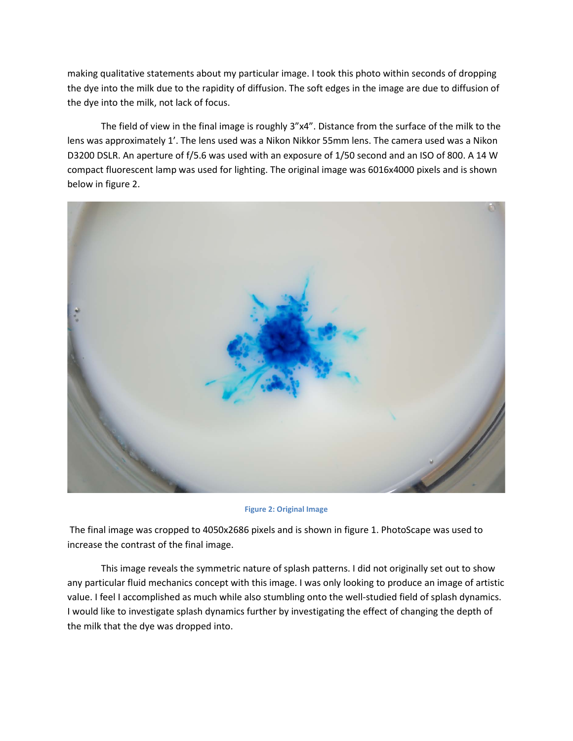making qualitative statements about my particular image. I took this photo within seconds of dropping the dye into the milk due to the rapidity of diffusion. The soft edges in the image are due to diffusion of the dye into the milk, not lack of focus.

The field of view in the final image is roughly 3"x4". Distance from the surface of the milk to the lens was approximately 1'. The lens used was a Nikon Nikkor 55mm lens. The camera used was a Nikon D3200 DSLR. An aperture of f/5.6 was used with an exposure of 1/50 second and an ISO of 800. A 14 W compact fluorescent lamp was used for lighting. The original image was 6016x4000 pixels and is shown below in figure 2.

**Figure 2: Original Image**

The final image was cropped to 4050x2686 pixels and is shown in figure 1. PhotoScape was used to increase the contrast of the final image.

This image reveals the symmetric nature of splash patterns. I did not originally set out to show any particular fluid mechanics concept with this image. I was only looking to produce an image of artistic value. I feel I accomplished as much while also stumbling onto the well-studied field of splash dynamics. I would like to investigate splash dynamics further by investigating the effect of changing the depth of the milk that the dye was dropped into.